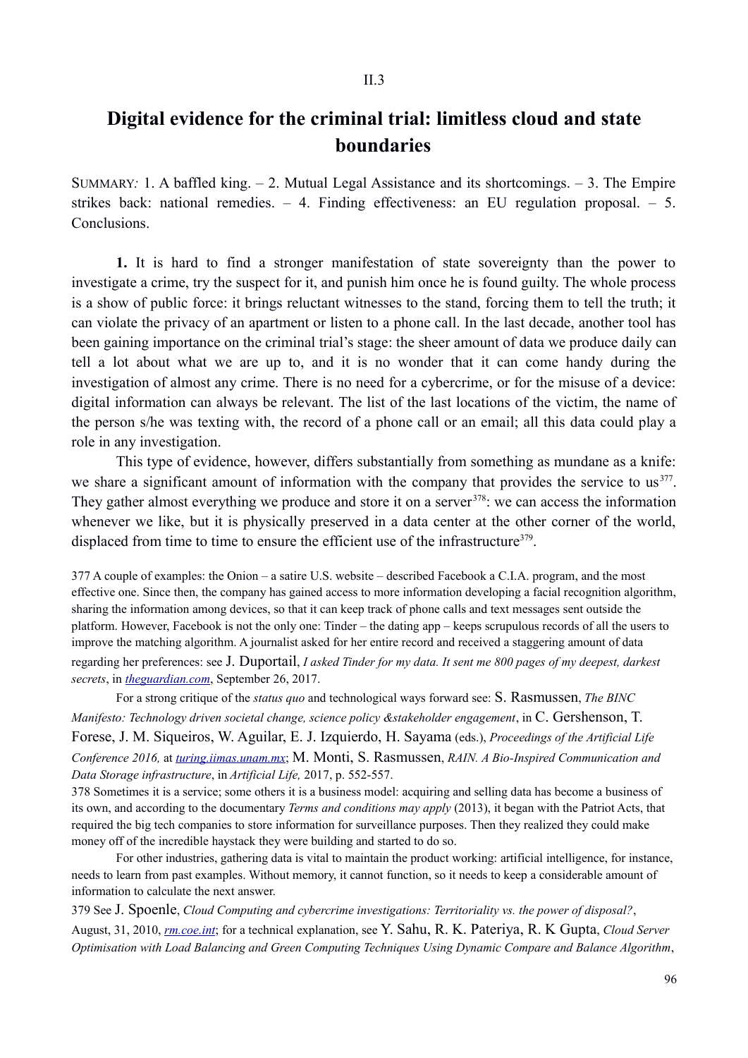II.3

# Digital evidence for the criminal trial: limitless cloud and state boundaries

SUMMARY*:* 1. A baffled king. – 2. Mutual Legal Assistance and its shortcomings. – 3. The Empire strikes back: national remedies. – 4. Finding effectiveness: an EU regulation proposal. – 5. Conclusions.

**1.** It is hard to find a stronger manifestation of state sovereignty than the power to investigate a crime, try the suspect for it, and punish him once he is found guilty. The whole process is a show of public force: it brings reluctant witnesses to the stand, forcing them to tell the truth; it can violate the privacy of an apartment or listen to a phone call. In the last decade, another tool has been gaining importance on the criminal trial's stage: the sheer amount of data we produce daily can tell a lot about what we are up to, and it is no wonder that it can come handy during the investigation of almost any crime. There is no need for a cybercrime, or for the misuse of a device: digital information can always be relevant. The list of the last locations of the victim, the name of the person s/he was texting with, the record of a phone call or an email; all this data could play a role in any investigation.

This type of evidence, however, differs substantially from something as mundane as a knife: we share a significant amount of information with the company that provides the service to us[377]. They gather almost everything we produce and store it on a server[378]: we can access the information whenever we like, but it is physically preserved in a data center at the other corner of the world, displaced from time to time to ensure the efficient use of the infrastructure[379].

377 A couple of examples: the Onion – a satire U.S. website – described Facebook a C.I.A. program, and the most effective one. Since then, the company has gained access to more information developing a facial recognition algorithm, sharing the information among devices, so that it can keep track of phone calls and text messages sent outside the platform. However, Facebook is not the only one: Tinder – the dating app – keeps scrupulous records of all the users to improve the matching algorithm. A journalist asked for her entire record and received a staggering amount of data regarding her preferences: see J. Duportail, *I asked Tinder for my data. It sent me 800 pages of my deepest, darkest secrets*, in *theguardian.com*, September 26, 2017.

For a strong critique of the *status quo* and technological ways forward see: S. Rasmussen, *The BINC Manifesto: Technology driven societal change, science policy &stakeholder engagement*, in C. Gershenson, T. Forese, J. M. Siqueiros, W. Aguilar, E. J. Izquierdo, H. Sayama (eds.), *Proceedings of the Artificial Life Conference 2016,* at *turing.iimas.unam.mx*; M. Monti, S. Rasmussen, *RAIN. A Bio-Inspired Communication and Data Storage infrastructure*, in *Artificial Life,* 2017, p. 552-557.

378 Sometimes it is a service; some others it is a business model: acquiring and selling data has become a business of its own, and according to the documentary *Terms and conditions may apply* (2013), it began with the Patriot Acts, that required the big tech companies to store information for surveillance purposes. Then they realized they could make money off of the incredible haystack they were building and started to do so.

For other industries, gathering data is vital to maintain the product working: artificial intelligence, for instance, needs to learn from past examples. Without memory, it cannot function, so it needs to keep a considerable amount of information to calculate the next answer.

379 See J. Spoenle, *Cloud Computing and cybercrime investigations: Territoriality vs. the power of disposal?*, August, 31, 2010, *rm.coe.int*; for a technical explanation, see Y. Sahu, R. K. Pateriya, R. K Gupta, *Cloud Server Optimisation with Load Balancing and Green Computing Techniques Using Dynamic Compare and Balance Algorithm*,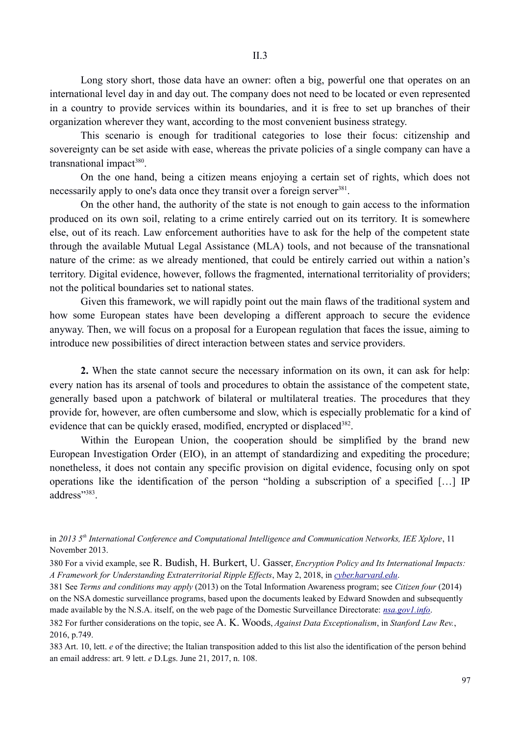Long story short, those data have an owner: often a big, powerful one that operates on an international level day in and day out. The company does not need to be located or even represented in a country to provide services within its boundaries, and it is free to set up branches of their organization wherever they want, according to the most convenient business strategy.

This scenario is enough for traditional categories to lose their focus: citizenship and sovereignty can be set aside with ease, whereas the private policies of a single company can have a transnational impact[380].

On the one hand, being a citizen means enjoying a certain set of rights, which does not necessarily apply to one's data once they transit over a foreign server[381].

On the other hand, the authority of the state is not enough to gain access to the information produced on its own soil, relating to a crime entirely carried out on its territory. It is somewhere else, out of its reach. Law enforcement authorities have to ask for the help of the competent state through the available Mutual Legal Assistance (MLA) tools, and not because of the transnational nature of the crime: as we already mentioned, that could be entirely carried out within a nation's territory. Digital evidence, however, follows the fragmented, international territoriality of providers; not the political boundaries set to national states.

Given this framework, we will rapidly point out the main flaws of the traditional system and how some European states have been developing a different approach to secure the evidence anyway. Then, we will focus on a proposal for a European regulation that faces the issue, aiming to introduce new possibilities of direct interaction between states and service providers.

**2.** When the state cannot secure the necessary information on its own, it can ask for help: every nation has its arsenal of tools and procedures to obtain the assistance of the competent state, generally based upon a patchwork of bilateral or multilateral treaties. The procedures that they provide for, however, are often cumbersome and slow, which is especially problematic for a kind of evidence that can be quickly erased, modified, encrypted or displaced[382].

Within the European Union, the cooperation should be simplified by the brand new European Investigation Order (EIO), in an attempt of standardizing and expediting the procedure; nonetheless, it does not contain any specific provision on digital evidence, focusing only on spot operations like the identification of the person "holding a subscription of a specified […] IP address"[383].

---

in *2013 5th International Conference and Computational Intelligence and Communication Networks, IEE Xplore*, 11 November 2013.

380 For a vivid example, see R. Budish, H. Burkert, U. Gasser, *Encryption Policy and Its International Impacts: A Framework for Understanding Extraterritorial Ripple Effects*, May 2, 2018, in *cyber.harvard.edu*.

381 See *Terms and conditions may apply* (2013) on the Total Information Awareness program; see *Citizen four* (2014) on the NSA domestic surveillance programs, based upon the documents leaked by Edward Snowden and subsequently made available by the N.S.A. itself, on the web page of the Domestic Surveillance Directorate: *nsa.gov1.info*.

382 For further considerations on the topic, see A. K. Woods, *Against Data Exceptionalism*, in *Stanford Law Rev.*, 2016, p.749.

383 Art. 10, lett. *e* of the directive; the Italian transposition added to this list also the identification of the person behind an email address: art. 9 lett. *e* D.Lgs. June 21, 2017, n. 108.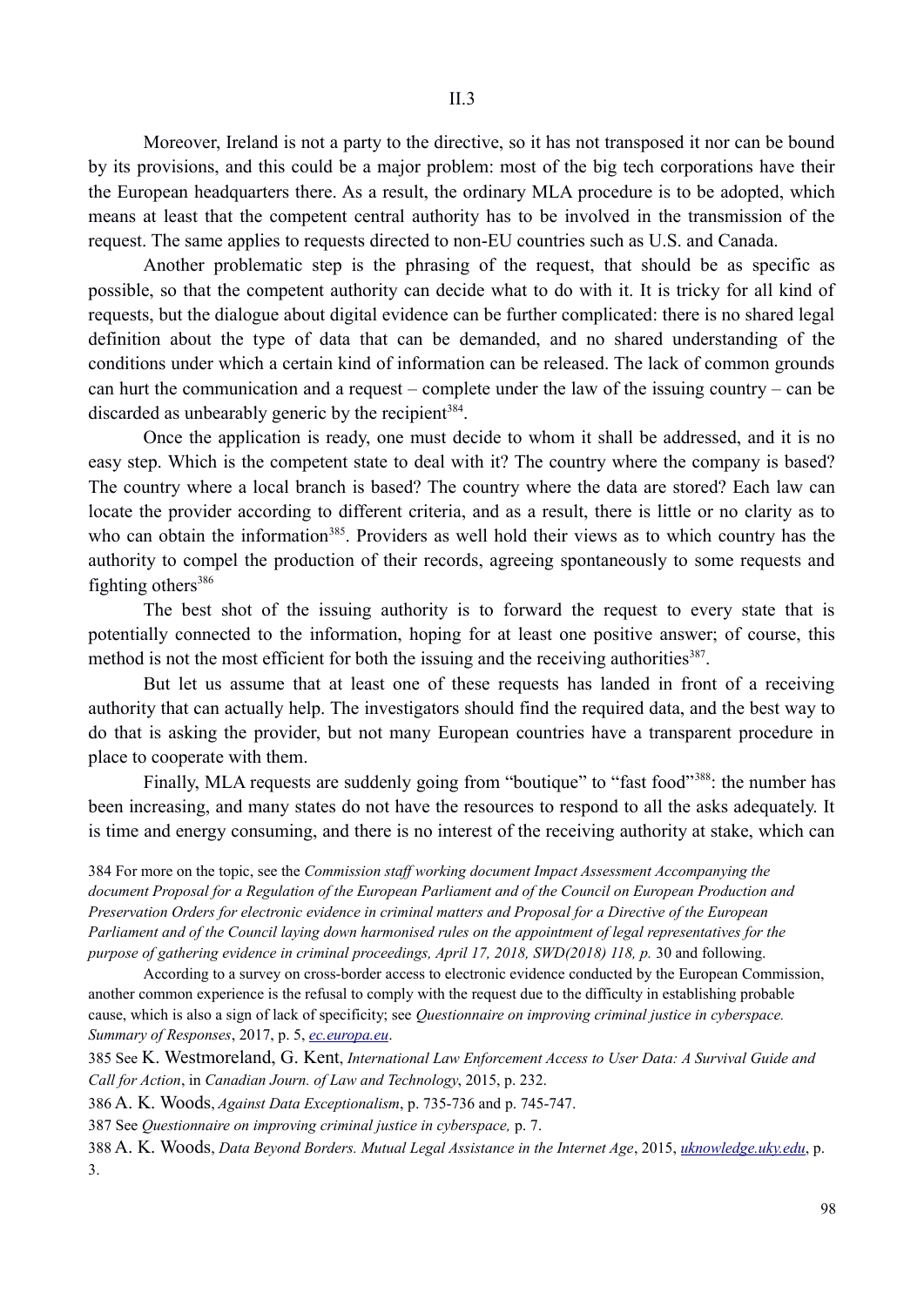Moreover, Ireland is not a party to the directive, so it has not transposed it nor can be bound by its provisions, and this could be a major problem: most of the big tech corporations have their the European headquarters there. As a result, the ordinary MLA procedure is to be adopted, which means at least that the competent central authority has to be involved in the transmission of the request. The same applies to requests directed to non-EU countries such as U.S. and Canada.

Another problematic step is the phrasing of the request, that should be as specific as possible, so that the competent authority can decide what to do with it. It is tricky for all kind of requests, but the dialogue about digital evidence can be further complicated: there is no shared legal definition about the type of data that can be demanded, and no shared understanding of the conditions under which a certain kind of information can be released. The lack of common grounds can hurt the communication and a request – complete under the law of the issuing country – can be discarded as unbearably generic by the recipient[384].

Once the application is ready, one must decide to whom it shall be addressed, and it is no easy step. Which is the competent state to deal with it? The country where the company is based? The country where a local branch is based? The country where the data are stored? Each law can locate the provider according to different criteria, and as a result, there is little or no clarity as to who can obtain the information[385]. Providers as well hold their views as to which country has the authority to compel the production of their records, agreeing spontaneously to some requests and fighting others[386]

The best shot of the issuing authority is to forward the request to every state that is potentially connected to the information, hoping for at least one positive answer; of course, this method is not the most efficient for both the issuing and the receiving authorities[387].

But let us assume that at least one of these requests has landed in front of a receiving authority that can actually help. The investigators should find the required data, and the best way to do that is asking the provider, but not many European countries have a transparent procedure in place to cooperate with them.

Finally, MLA requests are suddenly going from "boutique" to "fast food"[388]: the number has been increasing, and many states do not have the resources to respond to all the asks adequately. It is time and energy consuming, and there is no interest of the receiving authority at stake, which can

384 For more on the topic, see the *Commission staff working document Impact Assessment Accompanying the document Proposal for a Regulation of the European Parliament and of the Council on European Production and Preservation Orders for electronic evidence in criminal matters and Proposal for a Directive of the European Parliament and of the Council laying down harmonised rules on the appointment of legal representatives for the purpose of gathering evidence in criminal proceedings, April 17, 2018, SWD(2018) 118, p.* 30 and following.

According to a survey on cross-border access to electronic evidence conducted by the European Commission, another common experience is the refusal to comply with the request due to the difficulty in establishing probable cause, which is also a sign of lack of specificity; see *Questionnaire on improving criminal justice in cyberspace. Summary of Responses*, 2017, p. 5, *ec.europa.eu*.

385 See K. Westmoreland, G. Kent, *International Law Enforcement Access to User Data: A Survival Guide and Call for Action*, in *Canadian Journ. of Law and Technology*, 2015, p. 232.

386 A. K. Woods, *Against Data Exceptionalism*, p. 735-736 and p. 745-747.

387 See *Questionnaire on improving criminal justice in cyberspace,* p. 7.

388 A. K. Woods, *Data Beyond Borders. Mutual Legal Assistance in the Internet Age*, 2015, *uknowledge.uky.edu*, p. 3.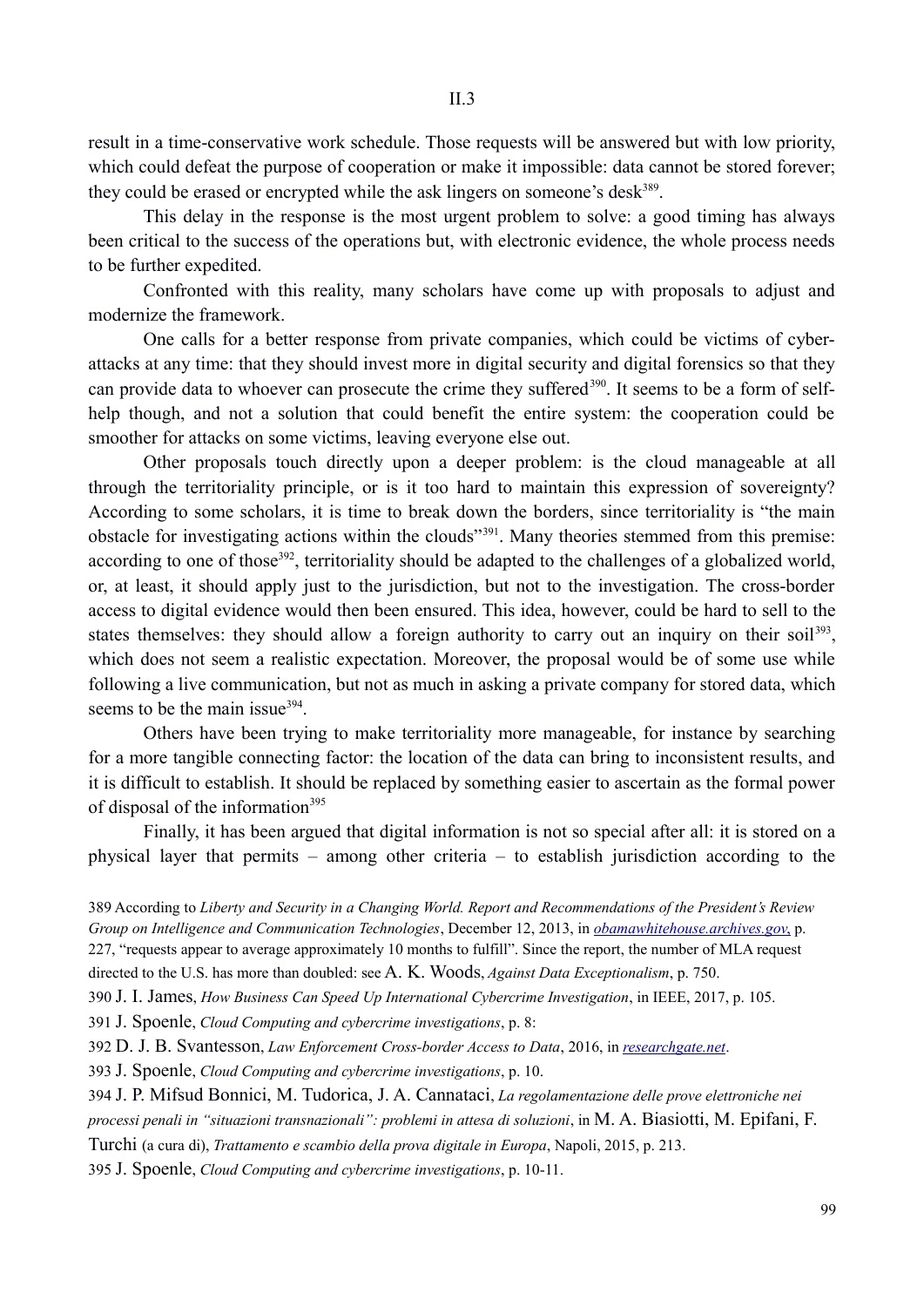result in a time-conservative work schedule. Those requests will be answered but with low priority, which could defeat the purpose of cooperation or make it impossible: data cannot be stored forever; they could be erased or encrypted while the ask lingers on someone's desk[389].

This delay in the response is the most urgent problem to solve: a good timing has always been critical to the success of the operations but, with electronic evidence, the whole process needs to be further expedited.

Confronted with this reality, many scholars have come up with proposals to adjust and modernize the framework.

One calls for a better response from private companies, which could be victims of cyber-attacks at any time: that they should invest more in digital security and digital forensics so that they can provide data to whoever can prosecute the crime they suffered[390]. It seems to be a form of self-help though, and not a solution that could benefit the entire system: the cooperation could be smoother for attacks on some victims, leaving everyone else out.

Other proposals touch directly upon a deeper problem: is the cloud manageable at all through the territoriality principle, or is it too hard to maintain this expression of sovereignty? According to some scholars, it is time to break down the borders, since territoriality is "the main obstacle for investigating actions within the clouds"[391]. Many theories stemmed from this premise: according to one of those[392], territoriality should be adapted to the challenges of a globalized world, or, at least, it should apply just to the jurisdiction, but not to the investigation. The cross-border access to digital evidence would then been ensured. This idea, however, could be hard to sell to the states themselves: they should allow a foreign authority to carry out an inquiry on their soil[393], which does not seem a realistic expectation. Moreover, the proposal would be of some use while following a live communication, but not as much in asking a private company for stored data, which seems to be the main issue[394].

Others have been trying to make territoriality more manageable, for instance by searching for a more tangible connecting factor: the location of the data can bring to inconsistent results, and it is difficult to establish. It should be replaced by something easier to ascertain as the formal power of disposal of the information[395]

Finally, it has been argued that digital information is not so special after all: it is stored on a physical layer that permits – among other criteria – to establish jurisdiction according to the

389 According to *Liberty and Security in a Changing World. Report and Recommendations of the President's Review Group on Intelligence and Communication Technologies*, December 12, 2013, in *obamawhitehouse.archives.gov*, p. 227, "requests appear to average approximately 10 months to fulfill". Since the report, the number of MLA request directed to the U.S. has more than doubled: see A. K. Woods, *Against Data Exceptionalism*, p. 750.

390 J. I. James, *How Business Can Speed Up International Cybercrime Investigation*, in IEEE, 2017, p. 105.

391 J. Spoenle, *Cloud Computing and cybercrime investigations*, p. 8:

392 D. J. B. Svantesson, *Law Enforcement Cross-border Access to Data*, 2016, in *researchgate.net*.

393 J. Spoenle, *Cloud Computing and cybercrime investigations*, p. 10.

394 J. P. Mifsud Bonnici, M. Tudorica, J. A. Cannataci, *La regolamentazione delle prove elettroniche nei processi penali in "situazioni transnazionali": problemi in attesa di soluzioni*, in M. A. Biasiotti, M. Epifani, F. Turchi (a cura di), *Trattamento e scambio della prova digitale in Europa*, Napoli, 2015, p. 213.

395 J. Spoenle, *Cloud Computing and cybercrime investigations*, p. 10-11.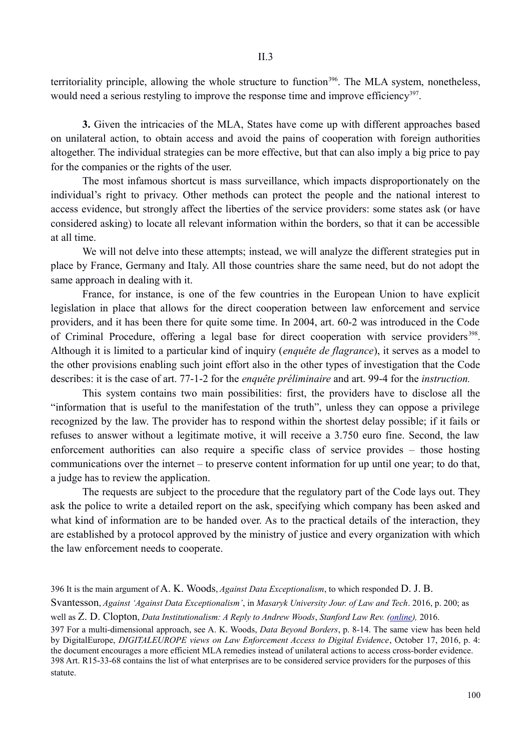territoriality principle, allowing the whole structure to function[396]. The MLA system, nonetheless, would need a serious restyling to improve the response time and improve efficiency[397].

**3.** Given the intricacies of the MLA, States have come up with different approaches based on unilateral action, to obtain access and avoid the pains of cooperation with foreign authorities altogether. The individual strategies can be more effective, but that can also imply a big price to pay for the companies or the rights of the user.

The most infamous shortcut is mass surveillance, which impacts disproportionately on the individual's right to privacy. Other methods can protect the people and the national interest to access evidence, but strongly affect the liberties of the service providers: some states ask (or have considered asking) to locate all relevant information within the borders, so that it can be accessible at all time.

We will not delve into these attempts; instead, we will analyze the different strategies put in place by France, Germany and Italy. All those countries share the same need, but do not adopt the same approach in dealing with it.

France, for instance, is one of the few countries in the European Union to have explicit legislation in place that allows for the direct cooperation between law enforcement and service providers, and it has been there for quite some time. In 2004, art. 60-2 was introduced in the Code of Criminal Procedure, offering a legal base for direct cooperation with service providers[398]. Although it is limited to a particular kind of inquiry (*enquête de flagrance*), it serves as a model to the other provisions enabling such joint effort also in the other types of investigation that the Code describes: it is the case of art. 77-1-2 for the *enquête préliminaire* and art. 99-4 for the *instruction.*

This system contains two main possibilities: first, the providers have to disclose all the "information that is useful to the manifestation of the truth", unless they can oppose a privilege recognized by the law. The provider has to respond within the shortest delay possible; if it fails or refuses to answer without a legitimate motive, it will receive a 3.750 euro fine. Second, the law enforcement authorities can also require a specific class of service provides – those hosting communications over the internet – to preserve content information for up until one year; to do that, a judge has to review the application.

The requests are subject to the procedure that the regulatory part of the Code lays out. They ask the police to write a detailed report on the ask, specifying which company has been asked and what kind of information are to be handed over. As to the practical details of the interaction, they are established by a protocol approved by the ministry of justice and every organization with which the law enforcement needs to cooperate.

396 It is the main argument of A. K. Woods, *Against Data Exceptionalism*, to which responded D. J. B. Svantesson, *Against 'Against Data Exceptionalism'*, in *Masaryk University Jour. of Law and Tech*. 2016, p. 200; as well as Z. D. Clopton, *Data Institutionalism: A Reply to Andrew Woods*, *Stanford Law Rev. (online),* 2016.

397 For a multi-dimensional approach, see A. K. Woods, *Data Beyond Borders*, p. 8-14. The same view has been held by DigitalEurope, *DIGITALEUROPE views on Law Enforcement Access to Digital Evidence*, October 17, 2016, p. 4: the document encourages a more efficient MLA remedies instead of unilateral actions to access cross-border evidence.

398 Art. R15-33-68 contains the list of what enterprises are to be considered service providers for the purposes of this statute.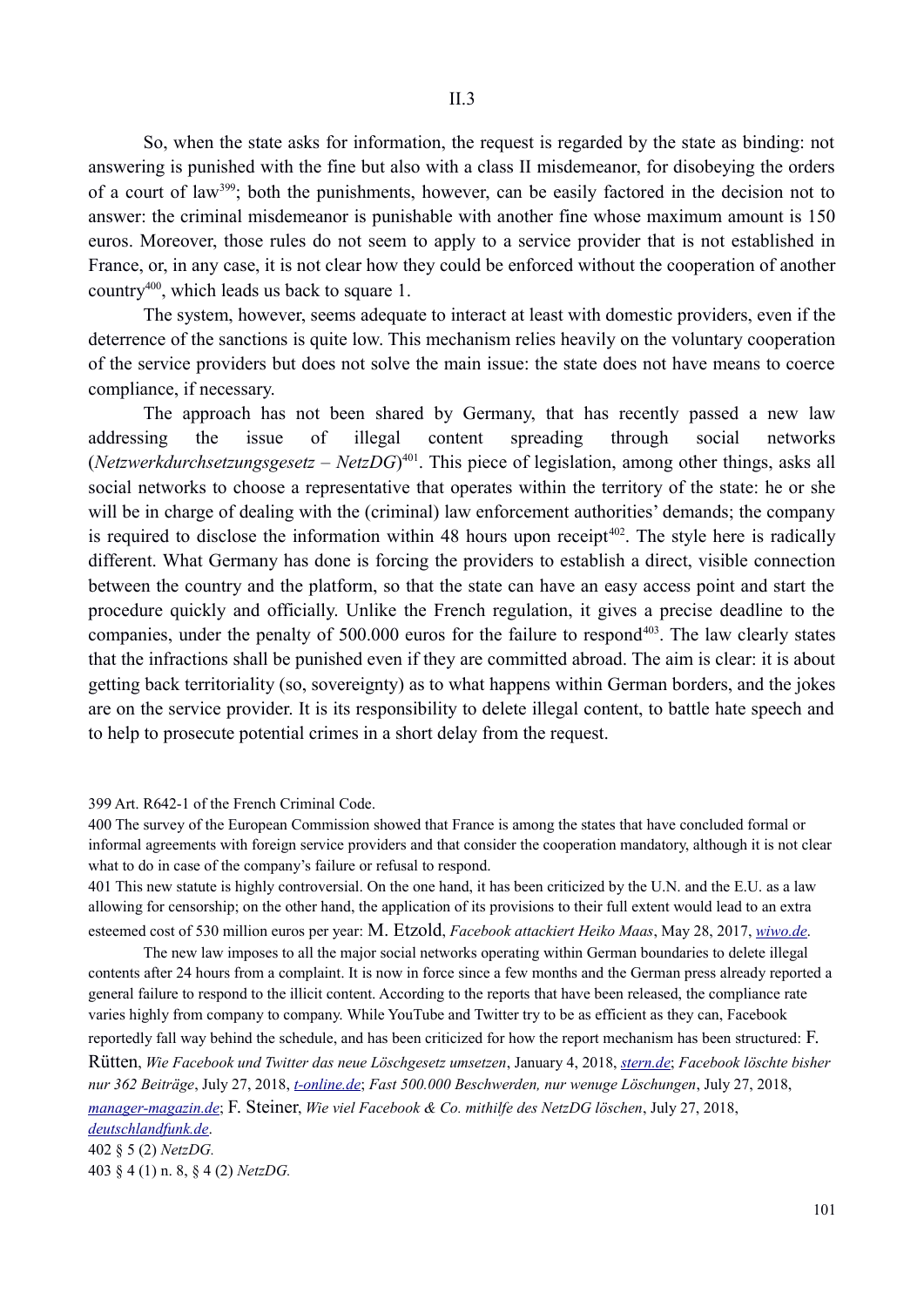So, when the state asks for information, the request is regarded by the state as binding: not answering is punished with the fine but also with a class II misdemeanor, for disobeying the orders of a court of law[399]; both the punishments, however, can be easily factored in the decision not to answer: the criminal misdemeanor is punishable with another fine whose maximum amount is 150 euros. Moreover, those rules do not seem to apply to a service provider that is not established in France, or, in any case, it is not clear how they could be enforced without the cooperation of another country[400], which leads us back to square 1.

The system, however, seems adequate to interact at least with domestic providers, even if the deterrence of the sanctions is quite low. This mechanism relies heavily on the voluntary cooperation of the service providers but does not solve the main issue: the state does not have means to coerce compliance, if necessary.

The approach has not been shared by Germany, that has recently passed a new law addressing the issue of illegal content spreading through social networks (*Netzwerkdurchsetzungsgesetz – NetzDG*)[401]. This piece of legislation, among other things, asks all social networks to choose a representative that operates within the territory of the state: he or she will be in charge of dealing with the (criminal) law enforcement authorities' demands; the company is required to disclose the information within 48 hours upon receipt[402]. The style here is radically different. What Germany has done is forcing the providers to establish a direct, visible connection between the country and the platform, so that the state can have an easy access point and start the procedure quickly and officially. Unlike the French regulation, it gives a precise deadline to the companies, under the penalty of 500.000 euros for the failure to respond[403]. The law clearly states that the infractions shall be punished even if they are committed abroad. The aim is clear: it is about getting back territoriality (so, sovereignty) as to what happens within German borders, and the jokes are on the service provider. It is its responsibility to delete illegal content, to battle hate speech and to help to prosecute potential crimes in a short delay from the request.

---

399 Art. R642-1 of the French Criminal Code.

400 The survey of the European Commission showed that France is among the states that have concluded formal or informal agreements with foreign service providers and that consider the cooperation mandatory, although it is not clear what to do in case of the company's failure or refusal to respond.

401 This new statute is highly controversial. On the one hand, it has been criticized by the U.N. and the E.U. as a law allowing for censorship; on the other hand, the application of its provisions to their full extent would lead to an extra esteemed cost of 530 million euros per year: M. Etzold, *Facebook attackiert Heiko Maas*, May 28, 2017, *wiwo.de*.

The new law imposes to all the major social networks operating within German boundaries to delete illegal contents after 24 hours from a complaint. It is now in force since a few months and the German press already reported a general failure to respond to the illicit content. According to the reports that have been released, the compliance rate varies highly from company to company. While YouTube and Twitter try to be as efficient as they can, Facebook reportedly fall way behind the schedule, and has been criticized for how the report mechanism has been structured: F. Rütten, *Wie Facebook und Twitter das neue Löschgesetz umsetzen*, January 4, 2018, *stern.de*; *Facebook löschte bisher nur 362 Beiträge*, July 27, 2018, *t-online.de*; *Fast 500.000 Beschwerden, nur wenuge Löschungen*, July 27, 2018, *manager-magazin.de*; F. Steiner, *Wie viel Facebook & Co. mithilfe des NetzDG löschen*, July 27, 2018, *deutschlandfunk.de*.

402 § 5 (2) *NetzDG.*

403 § 4 (1) n. 8, § 4 (2) *NetzDG.*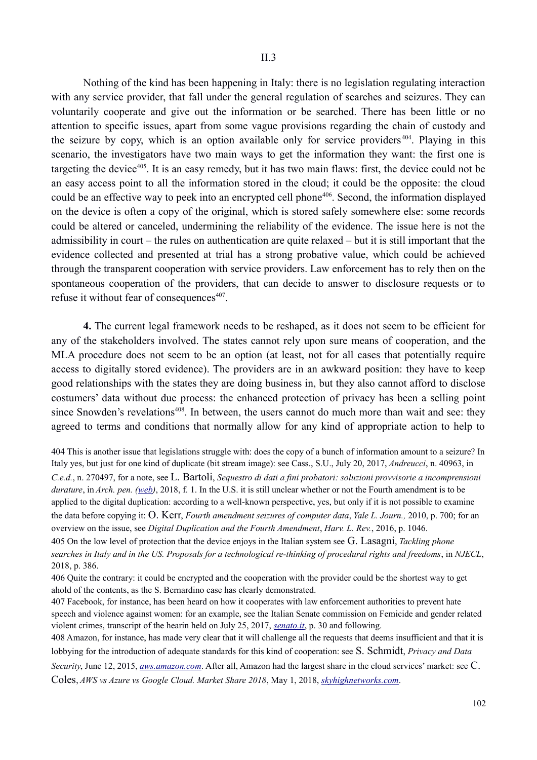Nothing of the kind has been happening in Italy: there is no legislation regulating interaction with any service provider, that fall under the general regulation of searches and seizures. They can voluntarily cooperate and give out the information or be searched. There has been little or no attention to specific issues, apart from some vague provisions regarding the chain of custody and the seizure by copy, which is an option available only for service providers[404]. Playing in this scenario, the investigators have two main ways to get the information they want: the first one is targeting the device[405]. It is an easy remedy, but it has two main flaws: first, the device could not be an easy access point to all the information stored in the cloud; it could be the opposite: the cloud could be an effective way to peek into an encrypted cell phone[406]. Second, the information displayed on the device is often a copy of the original, which is stored safely somewhere else: some records could be altered or canceled, undermining the reliability of the evidence. The issue here is not the admissibility in court – the rules on authentication are quite relaxed – but it is still important that the evidence collected and presented at trial has a strong probative value, which could be achieved through the transparent cooperation with service providers. Law enforcement has to rely then on the spontaneous cooperation of the providers, that can decide to answer to disclosure requests or to refuse it without fear of consequences[407].

**4.** The current legal framework needs to be reshaped, as it does not seem to be efficient for any of the stakeholders involved. The states cannot rely upon sure means of cooperation, and the MLA procedure does not seem to be an option (at least, not for all cases that potentially require access to digitally stored evidence). The providers are in an awkward position: they have to keep good relationships with the states they are doing business in, but they also cannot afford to disclose costumers' data without due process: the enhanced protection of privacy has been a selling point since Snowden's revelations[408]. In between, the users cannot do much more than wait and see: they agreed to terms and conditions that normally allow for any kind of appropriate action to help to

404 This is another issue that legislations struggle with: does the copy of a bunch of information amount to a seizure? In Italy yes, but just for one kind of duplicate (bit stream image): see Cass., S.U., July 20, 2017, *Andreucci*, n. 40963, in *C.e.d.*, n. 270497, for a note, see L. Bartoli, *Sequestro di dati a fini probatori: soluzioni provvisorie a incomprensioni durature*, in *Arch. pen. (web)*, 2018, f. 1. In the U.S. it is still unclear whether or not the Fourth amendment is to be applied to the digital duplication: according to a well-known perspective, yes, but only if it is not possible to examine the data before copying it: O. Kerr, *Fourth amendment seizures of computer data*, *Yale L. Journ.,* 2010, p. 700; for an overview on the issue, see *Digital Duplication and the Fourth Amendment*, *Harv. L. Rev.*, 2016, p. 1046.

405 On the low level of protection that the device enjoys in the Italian system see G. Lasagni, *Tackling phone searches in Italy and in the US. Proposals for a technological re-thinking of procedural rights and freedoms*, in *NJECL*, 2018, p. 386.

406 Quite the contrary: it could be encrypted and the cooperation with the provider could be the shortest way to get ahold of the contents, as the S. Bernardino case has clearly demonstrated.

407 Facebook, for instance, has been heard on how it cooperates with law enforcement authorities to prevent hate speech and violence against women: for an example, see the Italian Senate commission on Femicide and gender related violent crimes, transcript of the hearin held on July 25, 2017, *senato.it*, p. 30 and following.

408 Amazon, for instance, has made very clear that it will challenge all the requests that deems insufficient and that it is lobbying for the introduction of adequate standards for this kind of cooperation: see S. Schmidt, *Privacy and Data Security*, June 12, 2015, *aws.amazon.com*. After all, Amazon had the largest share in the cloud services' market: see C. Coles, *AWS vs Azure vs Google Cloud. Market Share 2018*, May 1, 2018, *skyhighnetworks.com*.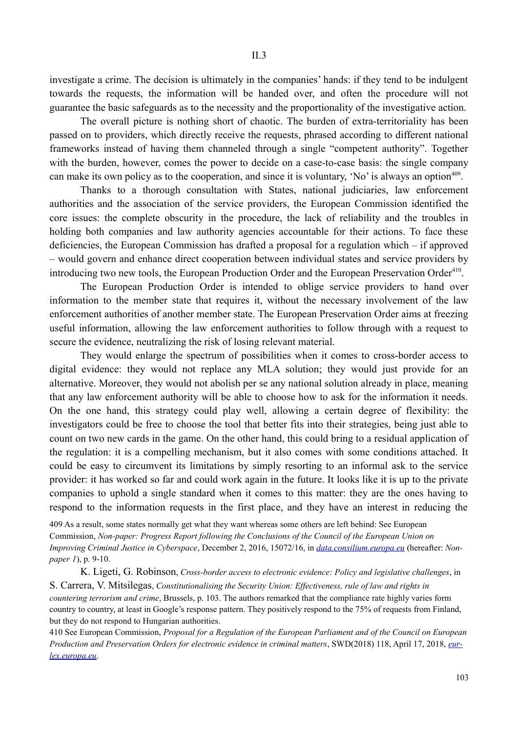investigate a crime. The decision is ultimately in the companies' hands: if they tend to be indulgent towards the requests, the information will be handed over, and often the procedure will not guarantee the basic safeguards as to the necessity and the proportionality of the investigative action.

The overall picture is nothing short of chaotic. The burden of extra-territoriality has been passed on to providers, which directly receive the requests, phrased according to different national frameworks instead of having them channeled through a single "competent authority". Together with the burden, however, comes the power to decide on a case-to-case basis: the single company can make its own policy as to the cooperation, and since it is voluntary, 'No' is always an option[409].

Thanks to a thorough consultation with States, national judiciaries, law enforcement authorities and the association of the service providers, the European Commission identified the core issues: the complete obscurity in the procedure, the lack of reliability and the troubles in holding both companies and law authority agencies accountable for their actions. To face these deficiencies, the European Commission has drafted a proposal for a regulation which – if approved – would govern and enhance direct cooperation between individual states and service providers by introducing two new tools, the European Production Order and the European Preservation Order[410].

The European Production Order is intended to oblige service providers to hand over information to the member state that requires it, without the necessary involvement of the law enforcement authorities of another member state. The European Preservation Order aims at freezing useful information, allowing the law enforcement authorities to follow through with a request to secure the evidence, neutralizing the risk of losing relevant material.

They would enlarge the spectrum of possibilities when it comes to cross-border access to digital evidence: they would not replace any MLA solution; they would just provide for an alternative. Moreover, they would not abolish per se any national solution already in place, meaning that any law enforcement authority will be able to choose how to ask for the information it needs. On the one hand, this strategy could play well, allowing a certain degree of flexibility: the investigators could be free to choose the tool that better fits into their strategies, being just able to count on two new cards in the game. On the other hand, this could bring to a residual application of the regulation: it is a compelling mechanism, but it also comes with some conditions attached. It could be easy to circumvent its limitations by simply resorting to an informal ask to the service provider: it has worked so far and could work again in the future. It looks like it is up to the private companies to uphold a single standard when it comes to this matter: they are the ones having to respond to the information requests in the first place, and they have an interest in reducing the

409 As a result, some states normally get what they want whereas some others are left behind: See European Commission, *Non-paper: Progress Report following the Conclusions of the Council of the European Union on Improving Criminal Justice in Cyberspace*, December 2, 2016, 15072/16, in [data.consilium.europa.eu](data.consilium.europa.eu) (hereafter: *Non-paper 1*), p. 9-10.

K. Ligeti, G. Robinson, *Cross-border access to electronic evidence: Policy and legislative challenges*, in S. Carrera, V. Mitsilegas, *Constitutionalising the Security Union: Effectiveness, rule of law and rights in countering terrorism and crime*, Brussels, p. 103. The authors remarked that the compliance rate highly varies form country to country, at least in Google's response pattern. They positively respond to the 75% of requests from Finland, but they do not respond to Hungarian authorities.

410 See European Commission, *Proposal for a Regulation of the European Parliament and of the Council on European Production and Preservation Orders for electronic evidence in criminal matters*, SWD(2018) 118, April 17, 2018, [eur-lex.europa.eu](eur-lex.europa.eu).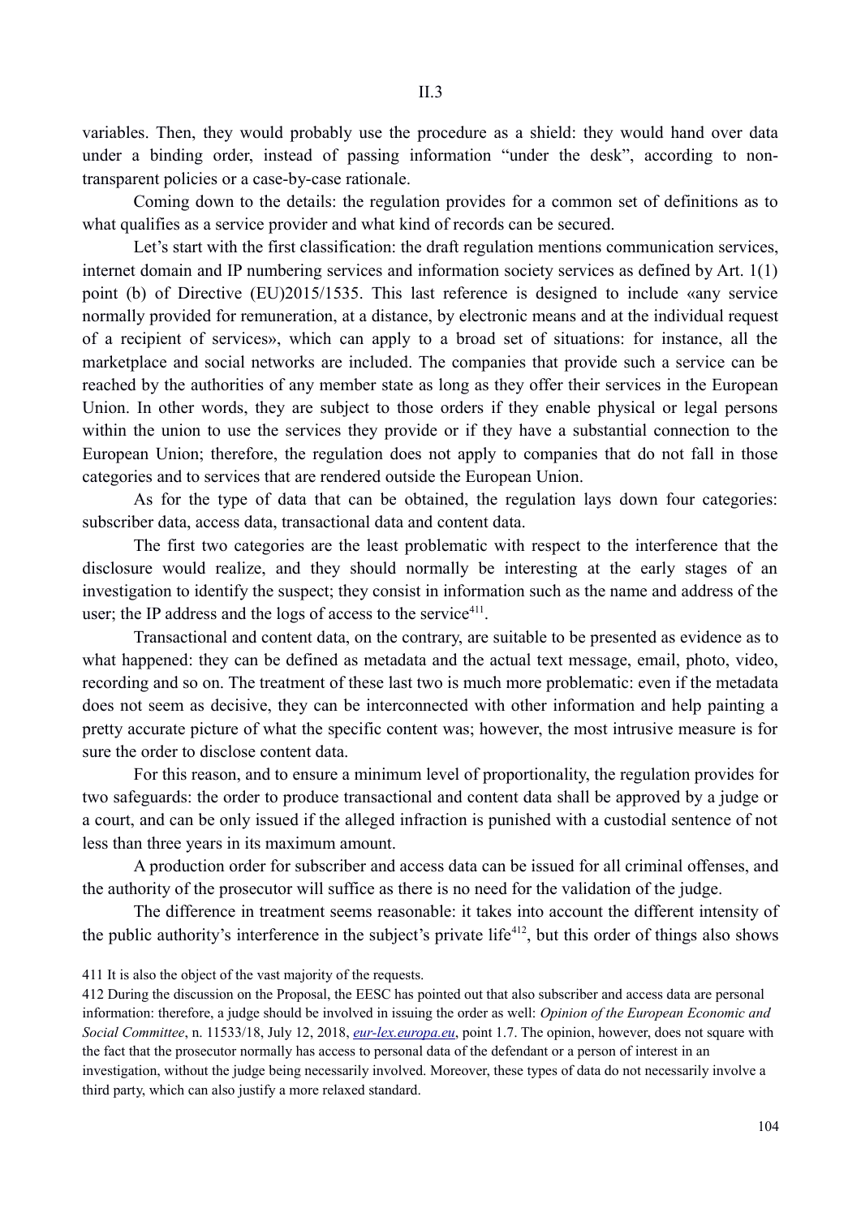variables. Then, they would probably use the procedure as a shield: they would hand over data under a binding order, instead of passing information "under the desk", according to non-transparent policies or a case-by-case rationale.

Coming down to the details: the regulation provides for a common set of definitions as to what qualifies as a service provider and what kind of records can be secured.

Let's start with the first classification: the draft regulation mentions communication services, internet domain and IP numbering services and information society services as defined by Art. 1(1) point (b) of Directive (EU)2015/1535. This last reference is designed to include «any service normally provided for remuneration, at a distance, by electronic means and at the individual request of a recipient of services», which can apply to a broad set of situations: for instance, all the marketplace and social networks are included. The companies that provide such a service can be reached by the authorities of any member state as long as they offer their services in the European Union. In other words, they are subject to those orders if they enable physical or legal persons within the union to use the services they provide or if they have a substantial connection to the European Union; therefore, the regulation does not apply to companies that do not fall in those categories and to services that are rendered outside the European Union.

As for the type of data that can be obtained, the regulation lays down four categories: subscriber data, access data, transactional data and content data.

The first two categories are the least problematic with respect to the interference that the disclosure would realize, and they should normally be interesting at the early stages of an investigation to identify the suspect; they consist in information such as the name and address of the user; the IP address and the logs of access to the service[411].

Transactional and content data, on the contrary, are suitable to be presented as evidence as to what happened: they can be defined as metadata and the actual text message, email, photo, video, recording and so on. The treatment of these last two is much more problematic: even if the metadata does not seem as decisive, they can be interconnected with other information and help painting a pretty accurate picture of what the specific content was; however, the most intrusive measure is for sure the order to disclose content data.

For this reason, and to ensure a minimum level of proportionality, the regulation provides for two safeguards: the order to produce transactional and content data shall be approved by a judge or a court, and can be only issued if the alleged infraction is punished with a custodial sentence of not less than three years in its maximum amount.

A production order for subscriber and access data can be issued for all criminal offenses, and the authority of the prosecutor will suffice as there is no need for the validation of the judge.

The difference in treatment seems reasonable: it takes into account the different intensity of the public authority's interference in the subject's private life[412], but this order of things also shows

---

411 It is also the object of the vast majority of the requests.

412 During the discussion on the Proposal, the EESC has pointed out that also subscriber and access data are personal information: therefore, a judge should be involved in issuing the order as well: *Opinion of the European Economic and Social Committee*, n. 11533/18, July 12, 2018, [eur-lex.europa.eu](eur-lex.europa.eu), point 1.7. The opinion, however, does not square with the fact that the prosecutor normally has access to personal data of the defendant or a person of interest in an investigation, without the judge being necessarily involved. Moreover, these types of data do not necessarily involve a third party, which can also justify a more relaxed standard.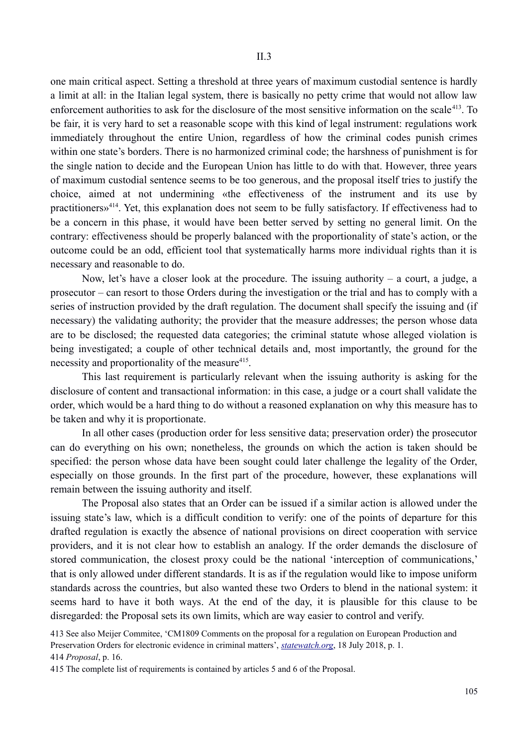one main critical aspect. Setting a threshold at three years of maximum custodial sentence is hardly a limit at all: in the Italian legal system, there is basically no petty crime that would not allow law enforcement authorities to ask for the disclosure of the most sensitive information on the scale[413]. To be fair, it is very hard to set a reasonable scope with this kind of legal instrument: regulations work immediately throughout the entire Union, regardless of how the criminal codes punish crimes within one state's borders. There is no harmonized criminal code; the harshness of punishment is for the single nation to decide and the European Union has little to do with that. However, three years of maximum custodial sentence seems to be too generous, and the proposal itself tries to justify the choice, aimed at not undermining «the effectiveness of the instrument and its use by practitioners»[414]. Yet, this explanation does not seem to be fully satisfactory. If effectiveness had to be a concern in this phase, it would have been better served by setting no general limit. On the contrary: effectiveness should be properly balanced with the proportionality of state's action, or the outcome could be an odd, efficient tool that systematically harms more individual rights than it is necessary and reasonable to do.

Now, let's have a closer look at the procedure. The issuing authority – a court, a judge, a prosecutor – can resort to those Orders during the investigation or the trial and has to comply with a series of instruction provided by the draft regulation. The document shall specify the issuing and (if necessary) the validating authority; the provider that the measure addresses; the person whose data are to be disclosed; the requested data categories; the criminal statute whose alleged violation is being investigated; a couple of other technical details and, most importantly, the ground for the necessity and proportionality of the measure[415].

This last requirement is particularly relevant when the issuing authority is asking for the disclosure of content and transactional information: in this case, a judge or a court shall validate the order, which would be a hard thing to do without a reasoned explanation on why this measure has to be taken and why it is proportionate.

In all other cases (production order for less sensitive data; preservation order) the prosecutor can do everything on his own; nonetheless, the grounds on which the action is taken should be specified: the person whose data have been sought could later challenge the legality of the Order, especially on those grounds. In the first part of the procedure, however, these explanations will remain between the issuing authority and itself.

The Proposal also states that an Order can be issued if a similar action is allowed under the issuing state's law, which is a difficult condition to verify: one of the points of departure for this drafted regulation is exactly the absence of national provisions on direct cooperation with service providers, and it is not clear how to establish an analogy. If the order demands the disclosure of stored communication, the closest proxy could be the national 'interception of communications,' that is only allowed under different standards. It is as if the regulation would like to impose uniform standards across the countries, but also wanted these two Orders to blend in the national system: it seems hard to have it both ways. At the end of the day, it is plausible for this clause to be disregarded: the Proposal sets its own limits, which are way easier to control and verify.

413 See also Meijer Commitee, 'CM1809 Comments on the proposal for a regulation on European Production and Preservation Orders for electronic evidence in criminal matters', *statewatch.org*, 18 July 2018, p. 1.

414 *Proposal*, p. 16.

415 The complete list of requirements is contained by articles 5 and 6 of the Proposal.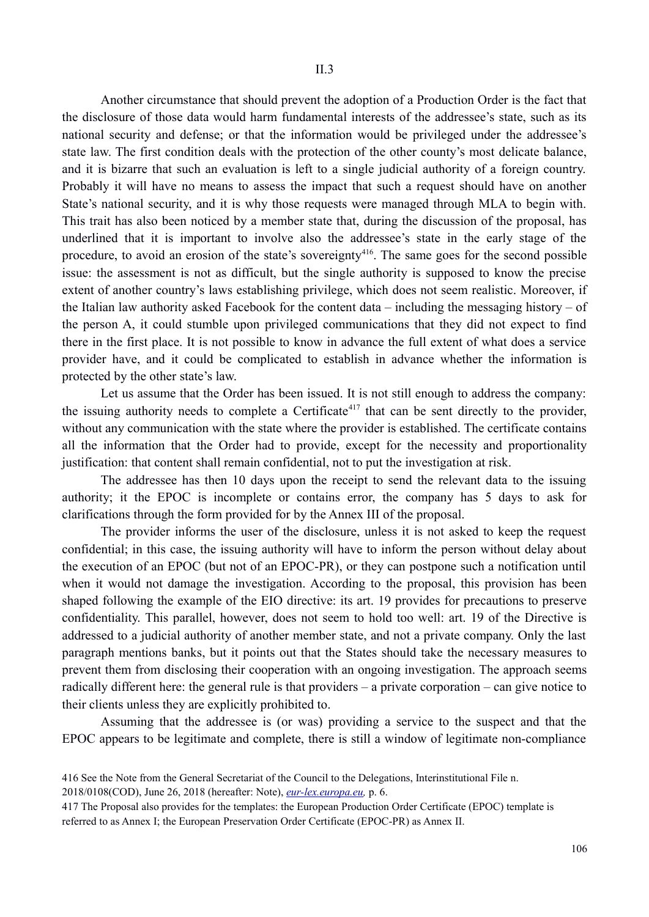Another circumstance that should prevent the adoption of a Production Order is the fact that the disclosure of those data would harm fundamental interests of the addressee's state, such as its national security and defense; or that the information would be privileged under the addressee's state law. The first condition deals with the protection of the other county's most delicate balance, and it is bizarre that such an evaluation is left to a single judicial authority of a foreign country. Probably it will have no means to assess the impact that such a request should have on another State's national security, and it is why those requests were managed through MLA to begin with. This trait has also been noticed by a member state that, during the discussion of the proposal, has underlined that it is important to involve also the addressee's state in the early stage of the procedure, to avoid an erosion of the state's sovereignty[416]. The same goes for the second possible issue: the assessment is not as difficult, but the single authority is supposed to know the precise extent of another country's laws establishing privilege, which does not seem realistic. Moreover, if the Italian law authority asked Facebook for the content data – including the messaging history – of the person A, it could stumble upon privileged communications that they did not expect to find there in the first place. It is not possible to know in advance the full extent of what does a service provider have, and it could be complicated to establish in advance whether the information is protected by the other state's law.

Let us assume that the Order has been issued. It is not still enough to address the company: the issuing authority needs to complete a Certificate[417] that can be sent directly to the provider, without any communication with the state where the provider is established. The certificate contains all the information that the Order had to provide, except for the necessity and proportionality justification: that content shall remain confidential, not to put the investigation at risk.

The addressee has then 10 days upon the receipt to send the relevant data to the issuing authority; it the EPOC is incomplete or contains error, the company has 5 days to ask for clarifications through the form provided for by the Annex III of the proposal.

The provider informs the user of the disclosure, unless it is not asked to keep the request confidential; in this case, the issuing authority will have to inform the person without delay about the execution of an EPOC (but not of an EPOC-PR), or they can postpone such a notification until when it would not damage the investigation. According to the proposal, this provision has been shaped following the example of the EIO directive: its art. 19 provides for precautions to preserve confidentiality. This parallel, however, does not seem to hold too well: art. 19 of the Directive is addressed to a judicial authority of another member state, and not a private company. Only the last paragraph mentions banks, but it points out that the States should take the necessary measures to prevent them from disclosing their cooperation with an ongoing investigation. The approach seems radically different here: the general rule is that providers – a private corporation – can give notice to their clients unless they are explicitly prohibited to.

Assuming that the addressee is (or was) providing a service to the suspect and that the EPOC appears to be legitimate and complete, there is still a window of legitimate non-compliance

416 See the Note from the General Secretariat of the Council to the Delegations, Interinstitutional File n. 2018/0108(COD), June 26, 2018 (hereafter: Note), *eur-lex.europa.eu,* p. 6.

417 The Proposal also provides for the templates: the European Production Order Certificate (EPOC) template is referred to as Annex I; the European Preservation Order Certificate (EPOC-PR) as Annex II.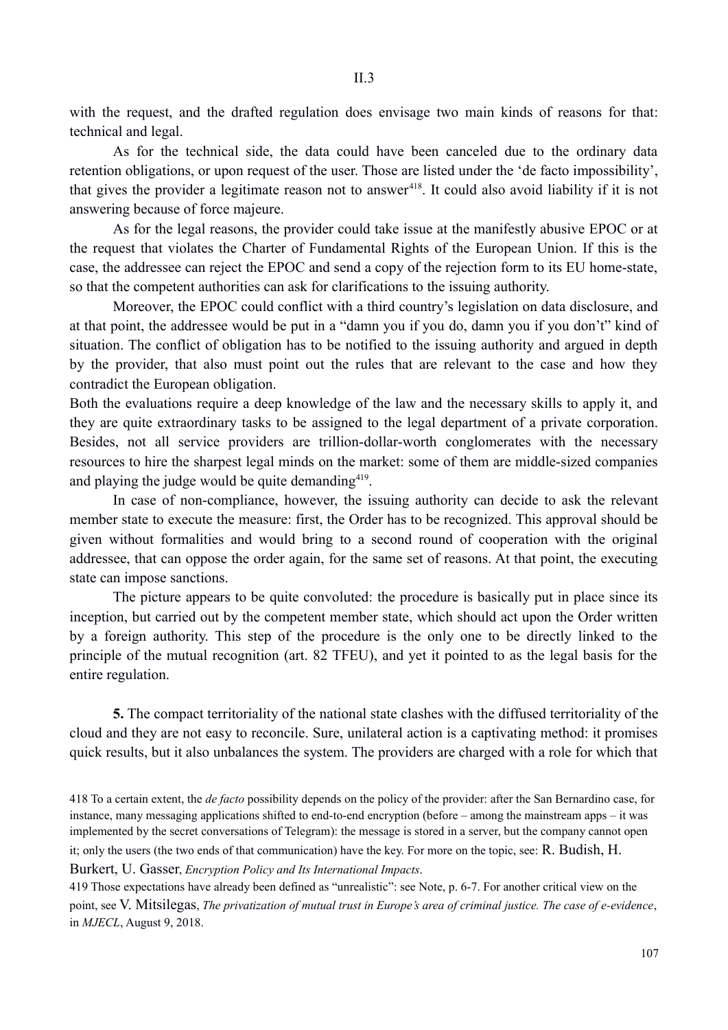with the request, and the drafted regulation does envisage two main kinds of reasons for that: technical and legal.

As for the technical side, the data could have been canceled due to the ordinary data retention obligations, or upon request of the user. Those are listed under the 'de facto impossibility', that gives the provider a legitimate reason not to answer[418]. It could also avoid liability if it is not answering because of force majeure.

As for the legal reasons, the provider could take issue at the manifestly abusive EPOC or at the request that violates the Charter of Fundamental Rights of the European Union. If this is the case, the addressee can reject the EPOC and send a copy of the rejection form to its EU home-state, so that the competent authorities can ask for clarifications to the issuing authority.

Moreover, the EPOC could conflict with a third country's legislation on data disclosure, and at that point, the addressee would be put in a "damn you if you do, damn you if you don't" kind of situation. The conflict of obligation has to be notified to the issuing authority and argued in depth by the provider, that also must point out the rules that are relevant to the case and how they contradict the European obligation.
Both the evaluations require a deep knowledge of the law and the necessary skills to apply it, and they are quite extraordinary tasks to be assigned to the legal department of a private corporation. Besides, not all service providers are trillion-dollar-worth conglomerates with the necessary resources to hire the sharpest legal minds on the market: some of them are middle-sized companies and playing the judge would be quite demanding[419].

In case of non-compliance, however, the issuing authority can decide to ask the relevant member state to execute the measure: first, the Order has to be recognized. This approval should be given without formalities and would bring to a second round of cooperation with the original addressee, that can oppose the order again, for the same set of reasons. At that point, the executing state can impose sanctions.

The picture appears to be quite convoluted: the procedure is basically put in place since its inception, but carried out by the competent member state, which should act upon the Order written by a foreign authority. This step of the procedure is the only one to be directly linked to the principle of the mutual recognition (art. 82 TFEU), and yet it pointed to as the legal basis for the entire regulation.

**5.** The compact territoriality of the national state clashes with the diffused territoriality of the cloud and they are not easy to reconcile. Sure, unilateral action is a captivating method: it promises quick results, but it also unbalances the system. The providers are charged with a role for which that

418 To a certain extent, the *de facto* possibility depends on the policy of the provider: after the San Bernardino case, for instance, many messaging applications shifted to end-to-end encryption (before – among the mainstream apps – it was implemented by the secret conversations of Telegram): the message is stored in a server, but the company cannot open it; only the users (the two ends of that communication) have the key. For more on the topic, see: R. Budish, H. Burkert, U. Gasser, *Encryption Policy and Its International Impacts*.

419 Those expectations have already been defined as "unrealistic": see Note, p. 6-7. For another critical view on the point, see V. Mitsilegas, *The privatization of mutual trust in Europe's area of criminal justice. The case of e-evidence*, in *MJECL*, August 9, 2018.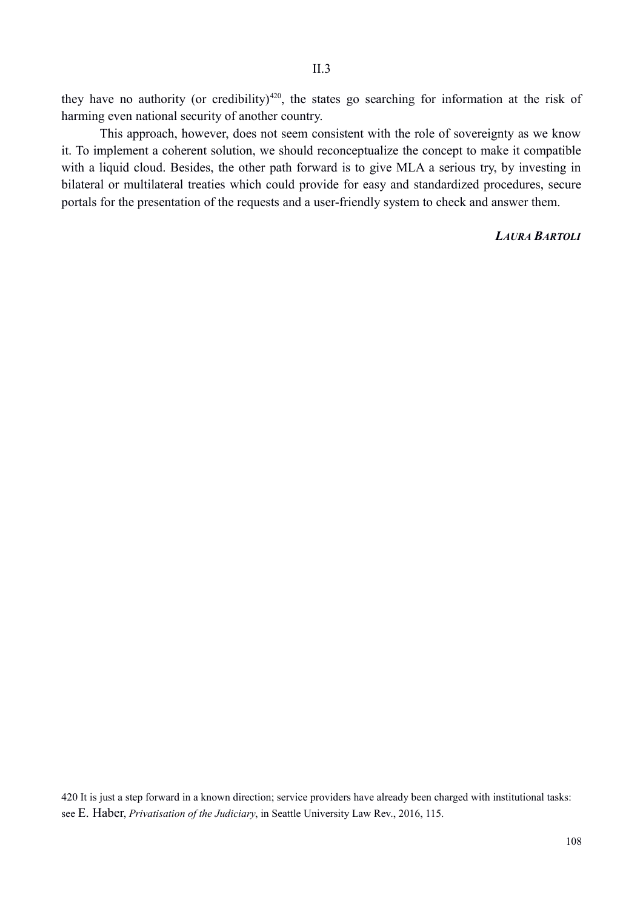they have no authority (or credibility)[420], the states go searching for information at the risk of harming even national security of another country.

This approach, however, does not seem consistent with the role of sovereignty as we know it. To implement a coherent solution, we should reconceptualize the concept to make it compatible with a liquid cloud. Besides, the other path forward is to give MLA a serious try, by investing in bilateral or multilateral treaties which could provide for easy and standardized procedures, secure portals for the presentation of the requests and a user-friendly system to check and answer them.

***LAURA BARTOLI***

420 It is just a step forward in a known direction; service providers have already been charged with institutional tasks: see E. Haber, *Privatisation of the Judiciary*, in Seattle University Law Rev., 2016, 115.